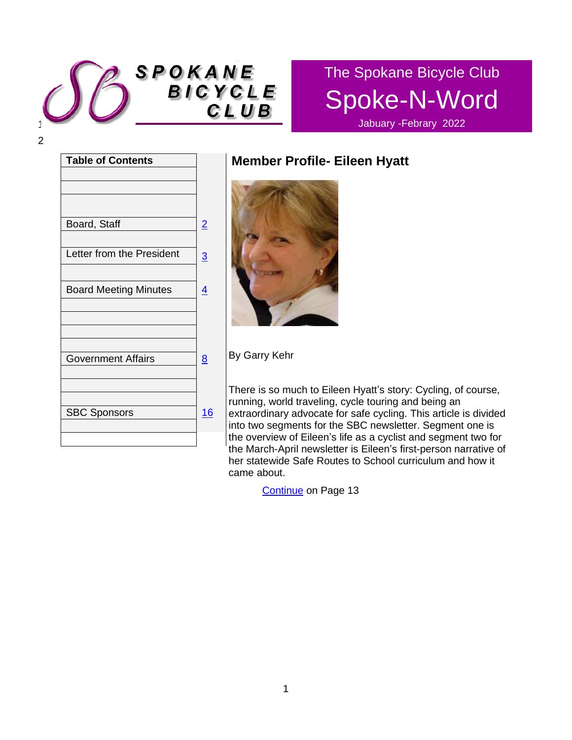# The Spokane Bicycle Club

# Spoke-N-Word

Jabuary -Febary 2022

| Table of Contents | |
|---|---|
| | |
| | |
| | |
| Board, Staff | 2 |
| | |
| Letter from the President | 3 |
| | |
| Board Meeting Minutes | 4 |
| | |
| | |
| | |
| Government Affairs | 8 |
| | |
| | |
| | |
| SBC Sponsors | 16 |
| | |
| | |

## Member Profile- Eileen Hyatt

By Garry Kehr

There is so much to Eileen Hyatt's story: Cycling, of course, running, world traveling, cycle touring and being an extraordinary advocate for safe cycling. This article is divided into two segments for the SBC newsletter. Segment one is the overview of Eileen's life as a cyclist and segment two for the March-April newsletter is Eileen's first-person narrative of her statewide Safe Routes to School curriculum and how it came about.

Continue on Page 13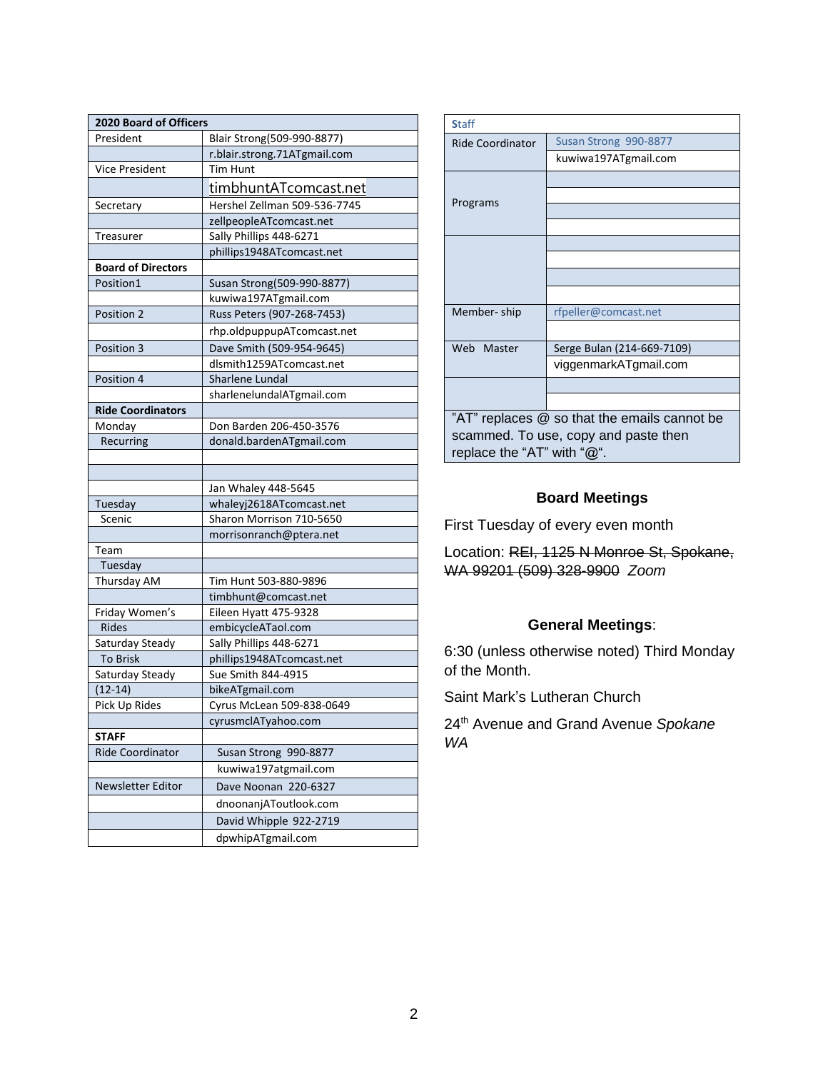| 2020 Board of Officers | |
|---|---|
| President | Blair Strong(509-990-8877) |
| | r.blair.strong.71ATgmail.com |
| Vice President | Tim Hunt |
| | timbhuntATcomcast.net |
| Secretary | Hershel Zellman 509-536-7745 |
| | zellpeopleATcomcast.net |
| Treasurer | Sally Phillips 448-6271 |
| | phillips1948ATcomcast.net |
| **Board of Directors** | |
| Position1 | Susan Strong(509-990-8877) |
| | kuwiwa197ATgmail.com |
| Position 2 | Russ Peters (907-268-7453) |
| | rhp.oldpuppupATcomcast.net |
| Position 3 | Dave Smith (509-954-9645) |
| | dlsmith1259ATcomcast.net |
| Position 4 | Sharlene Lundal |
| | sharlenelundalATgmail.com |
| **Ride Coordinators** | |
| Monday | Don Barden 206-450-3576 |
| Recurring | donald.bardenATgmail.com |
| | |
| | |
| | Jan Whaley 448-5645 |
| Tuesday | whaleyj2618ATcomcast.net |
| Scenic | Sharon Morrison 710-5650 |
| | morrisonranch@ptera.net |
| Team | |
| Tuesday | |
| Thursday AM | Tim Hunt 503-880-9896 |
| | timbhunt@comcast.net |
| Friday Women's | Eileen Hyatt 475-9328 |
| Rides | embicycleATaol.com |
| Saturday Steady | Sally Phillips 448-6271 |
| To Brisk | phillips1948ATcomcast.net |
| Saturday Steady | Sue Smith 844-4915 |
| (12-14) | bikeATgmail.com |
| Pick Up Rides | Cyrus McLean 509-838-0649 |
| | cyrusmclATyahoo.com |
| **STAFF** | |
| Ride Coordinator | Susan Strong 990-8877 |
| | kuwiwa197atgmail.com |
| Newsletter Editor | Dave Noonan 220-6327 |
| | dnoonanjAToutlook.com |
| | David Whipple 922-2719 |
| | dpwhipATgmail.com |

| Staff | |
|---|---|
| Ride Coordinator | Susan Strong 990-8877 |
| | kuwiwa197ATgmail.com |
| Programs | |
| | |
| | |
| | |
| | |
| | |
| | |
| | |
| Member- ship | rfpeller@comcast.net |
| | |
| Web Master | Serge Bulan (214-669-7109) |
| | viggenmarkATgmail.com |
| | |
| | |
| "AT" replaces @ so that the emails cannot be scammed. To use, copy and paste then replace the "AT" with "@". | |

### Board Meetings

First Tuesday of every even month

Location: ~~REI, 1125 N Monroe St, Spokane, WA 99201 (509) 328-9900~~ *Zoom*

### General Meetings:

6:30 (unless otherwise noted) Third Monday of the Month.

Saint Mark's Lutheran Church

24th Avenue and Grand Avenue *Spokane WA*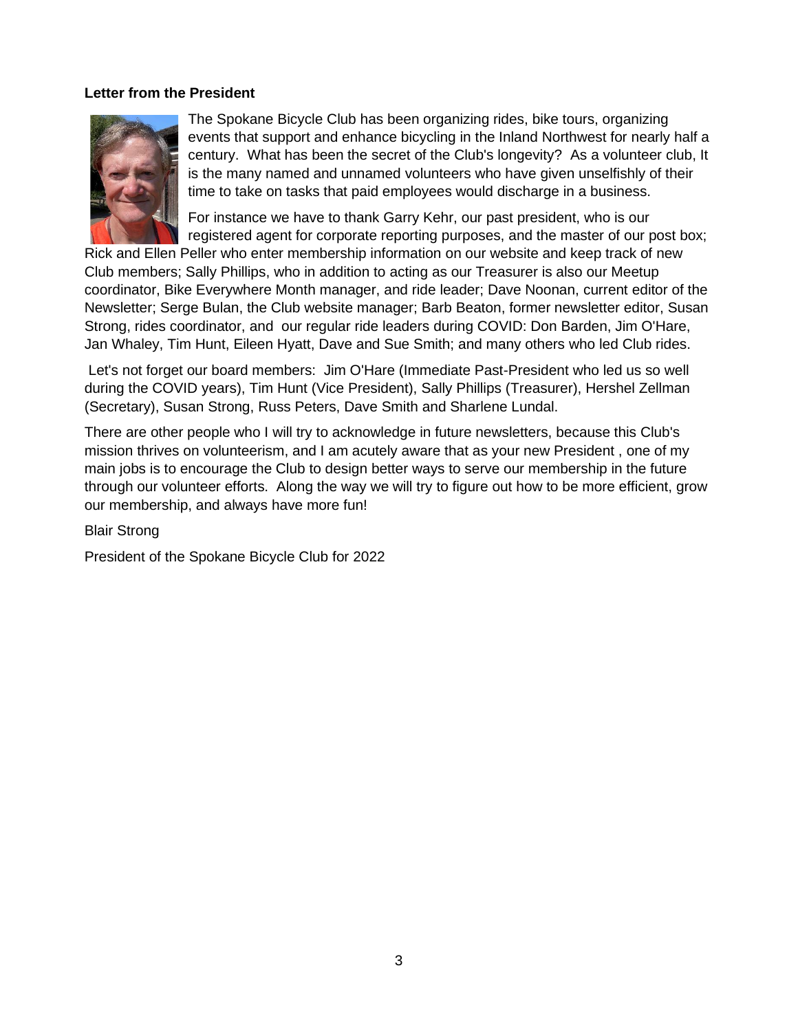**Letter from the President**

The Spokane Bicycle Club has been organizing rides, bike tours, organizing events that support and enhance bicycling in the Inland Northwest for nearly half a century. What has been the secret of the Club's longevity? As a volunteer club, It is the many named and unnamed volunteers who have given unselfishly of their time to take on tasks that paid employees would discharge in a business.

For instance we have to thank Garry Kehr, our past president, who is our registered agent for corporate reporting purposes, and the master of our post box; Rick and Ellen Peller who enter membership information on our website and keep track of new Club members; Sally Phillips, who in addition to acting as our Treasurer is also our Meetup coordinator, Bike Everywhere Month manager, and ride leader; Dave Noonan, current editor of the Newsletter; Serge Bulan, the Club website manager; Barb Beaton, former newsletter editor, Susan Strong, rides coordinator, and our regular ride leaders during COVID: Don Barden, Jim O'Hare, Jan Whaley, Tim Hunt, Eileen Hyatt, Dave and Sue Smith; and many others who led Club rides.

Let's not forget our board members: Jim O'Hare (Immediate Past-President who led us so well during the COVID years), Tim Hunt (Vice President), Sally Phillips (Treasurer), Hershel Zellman (Secretary), Susan Strong, Russ Peters, Dave Smith and Sharlene Lundal.

There are other people who I will try to acknowledge in future newsletters, because this Club's mission thrives on volunteerism, and I am acutely aware that as your new President , one of my main jobs is to encourage the Club to design better ways to serve our membership in the future through our volunteer efforts. Along the way we will try to figure out how to be more efficient, grow our membership, and always have more fun!

Blair Strong

President of the Spokane Bicycle Club for 2022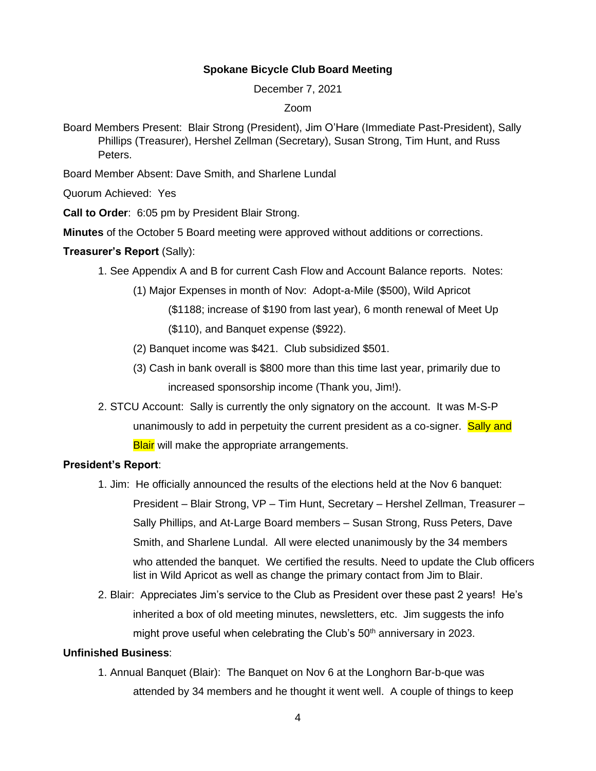**Spokane Bicycle Club Board Meeting**

December 7, 2021

Zoom

Board Members Present: Blair Strong (President), Jim O'Hare (Immediate Past-President), Sally Phillips (Treasurer), Hershel Zellman (Secretary), Susan Strong, Tim Hunt, and Russ Peters.

Board Member Absent: Dave Smith, and Sharlene Lundal

Quorum Achieved: Yes

**Call to Order**: 6:05 pm by President Blair Strong.

**Minutes** of the October 5 Board meeting were approved without additions or corrections.

**Treasurer's Report** (Sally):

1. See Appendix A and B for current Cash Flow and Account Balance reports. Notes:
   (1) Major Expenses in month of Nov: Adopt-a-Mile ($500), Wild Apricot ($1188; increase of $190 from last year), 6 month renewal of Meet Up ($110), and Banquet expense ($922).
   (2) Banquet income was $421. Club subsidized $501.
   (3) Cash in bank overall is $800 more than this time last year, primarily due to increased sponsorship income (Thank you, Jim!).
2. STCU Account: Sally is currently the only signatory on the account. It was M-S-P unanimously to add in perpetuity the current president as a co-signer. Sally and Blair will make the appropriate arrangements.

**President's Report**:

1. Jim: He officially announced the results of the elections held at the Nov 6 banquet: President – Blair Strong, VP – Tim Hunt, Secretary – Hershel Zellman, Treasurer – Sally Phillips, and At-Large Board members – Susan Strong, Russ Peters, Dave Smith, and Sharlene Lundal. All were elected unanimously by the 34 members who attended the banquet. We certified the results. Need to update the Club officers list in Wild Apricot as well as change the primary contact from Jim to Blair.
2. Blair: Appreciates Jim's service to the Club as President over these past 2 years! He's inherited a box of old meeting minutes, newsletters, etc. Jim suggests the info might prove useful when celebrating the Club's 50th anniversary in 2023.

**Unfinished Business**:

1. Annual Banquet (Blair): The Banquet on Nov 6 at the Longhorn Bar-b-que was attended by 34 members and he thought it went well. A couple of things to keep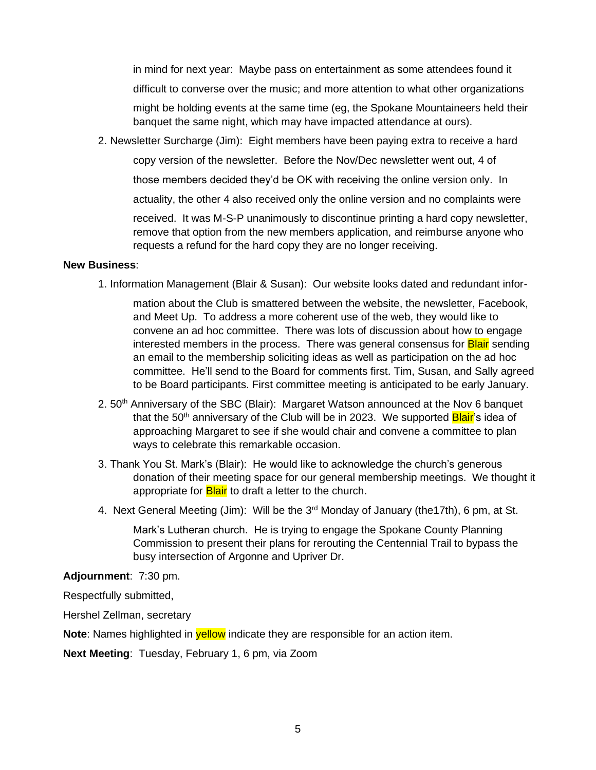in mind for next year: Maybe pass on entertainment as some attendees found it difficult to converse over the music; and more attention to what other organizations might be holding events at the same time (eg, the Spokane Mountaineers held their banquet the same night, which may have impacted attendance at ours).

2. Newsletter Surcharge (Jim): Eight members have been paying extra to receive a hard copy version of the newsletter. Before the Nov/Dec newsletter went out, 4 of those members decided they'd be OK with receiving the online version only. In actuality, the other 4 also received only the online version and no complaints were received. It was M-S-P unanimously to discontinue printing a hard copy newsletter, remove that option from the new members application, and reimburse anyone who requests a refund for the hard copy they are no longer receiving.

**New Business**:

1. Information Management (Blair & Susan): Our website looks dated and redundant information about the Club is smattered between the website, the newsletter, Facebook, and Meet Up. To address a more coherent use of the web, they would like to convene an ad hoc committee. There was lots of discussion about how to engage interested members in the process. There was general consensus for Blair sending an email to the membership soliciting ideas as well as participation on the ad hoc committee. He'll send to the Board for comments first. Tim, Susan, and Sally agreed to be Board participants. First committee meeting is anticipated to be early January.
2. 50th Anniversary of the SBC (Blair): Margaret Watson announced at the Nov 6 banquet that the 50th anniversary of the Club will be in 2023. We supported Blair's idea of approaching Margaret to see if she would chair and convene a committee to plan ways to celebrate this remarkable occasion.
3. Thank You St. Mark's (Blair): He would like to acknowledge the church's generous donation of their meeting space for our general membership meetings. We thought it appropriate for Blair to draft a letter to the church.
4. Next General Meeting (Jim): Will be the 3rd Monday of January (the17th), 6 pm, at St. Mark's Lutheran church. He is trying to engage the Spokane County Planning Commission to present their plans for rerouting the Centennial Trail to bypass the busy intersection of Argonne and Upriver Dr.

**Adjournment**: 7:30 pm.

Respectfully submitted,

Hershel Zellman, secretary

**Note**: Names highlighted in yellow indicate they are responsible for an action item.

**Next Meeting**: Tuesday, February 1, 6 pm, via Zoom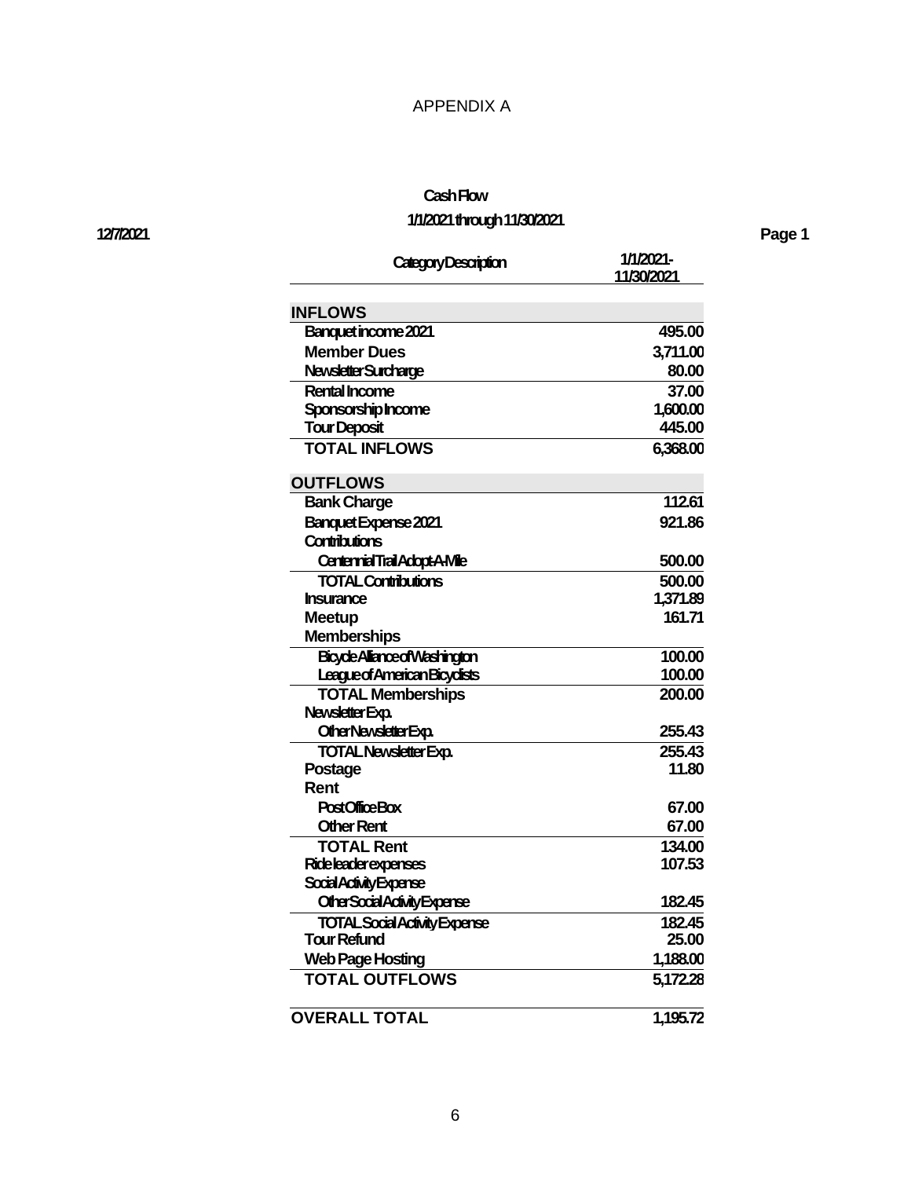APPENDIX A

# Cash Flow

## 1/1/2021 through 11/30/2021

12/7/2021

| Category Description | 1/1/2021-11/30/2021 |
|---|---|
| **INFLOWS** | |
| Banquet income 2021 | 495.00 |
| Member Dues | 3,711.00 |
| Newsletter Surcharge | 80.00 |
| Rental Income | 37.00 |
| Sponsorship Income | 1,600.00 |
| Tour Deposit | 445.00 |
| **TOTAL INFLOWS** | 6,368.00 |
| **OUTFLOWS** | |
| Bank Charge | 112.61 |
| Banquet Expense 2021 | 921.86 |
| Contributions | |
| Centennial Trail Adopt-A-Mile | 500.00 |
| TOTAL Contributions | 500.00 |
| Insurance | 1,371.89 |
| Meetup | 161.71 |
| Memberships | |
| Bicycle Alliance of Washington | 100.00 |
| League of American Bicyclists | 100.00 |
| TOTAL Memberships | 200.00 |
| Newsletter Exp. | |
| Other Newsletter Exp. | 255.43 |
| TOTAL Newsletter Exp. | 255.43 |
| Postage | 11.80 |
| Rent | |
| Post Office Box | 67.00 |
| Other Rent | 67.00 |
| TOTAL Rent | 134.00 |
| Ride leader expenses | 107.53 |
| Social Activity Expense | |
| Other Social Activity Expense | 182.45 |
| TOTAL Social Activity Expense | 182.45 |
| Tour Refund | 25.00 |
| Web Page Hosting | 1,188.00 |
| **TOTAL OUTFLOWS** | 5,172.28 |
| **OVERALL TOTAL** | 1,195.72 |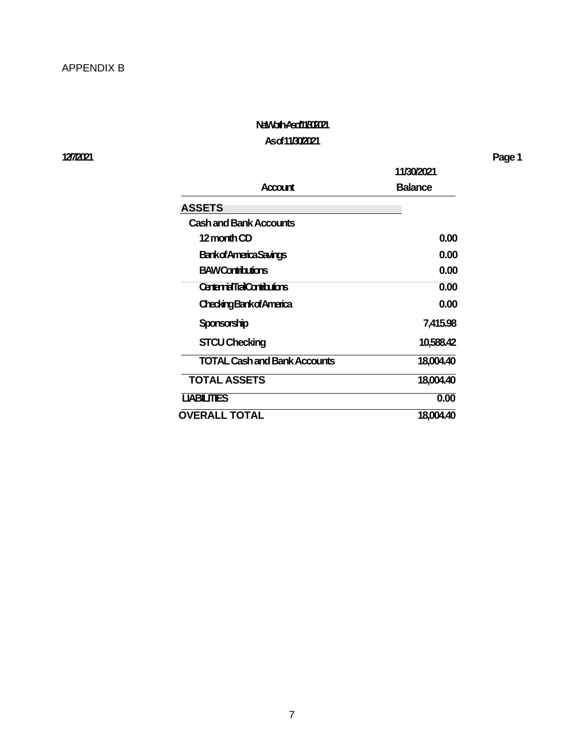APPENDIX B

**Net Worth - As of 11/30/2021**

**As of 11/30/2021**

**12/7/2021** **Page 1**

| Account | 11/30/2021 Balance |
|---|---|
| **ASSETS** | |
| **Cash and Bank Accounts** | |
| **12 month CD** | **0.00** |
| **Bank of America Savings** | **0.00** |
| **BAW Contributions** | **0.00** |
| **Centennial Trail Contributions** | **0.00** |
| **Checking Bank of America** | **0.00** |
| **Sponsorship** | **7,415.98** |
| **STCU Checking** | **10,588.42** |
| **TOTAL Cash and Bank Accounts** | **18,004.40** |
| **TOTAL ASSETS** | **18,004.40** |
| **LIABILITIES** | **0.00** |
| **OVERALL TOTAL** | **18,004.40** |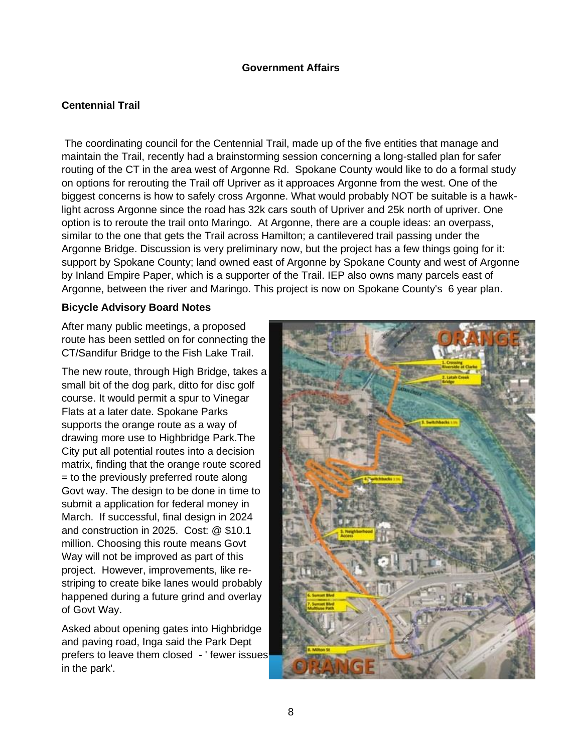**Government Affairs**

**Centennial Trail**

The coordinating council for the Centennial Trail, made up of the five entities that manage and maintain the Trail, recently had a brainstorming session concerning a long-stalled plan for safer routing of the CT in the area west of Argonne Rd. Spokane County would like to do a formal study on options for rerouting the Trail off Upriver as it approaces Argonne from the west. One of the biggest concerns is how to safely cross Argonne. What would probably NOT be suitable is a hawk-light across Argonne since the road has 32k cars south of Upriver and 25k north of upriver. One option is to reroute the trail onto Maringo. At Argonne, there are a couple ideas: an overpass, similar to the one that gets the Trail across Hamilton; a cantilevered trail passing under the Argonne Bridge. Discussion is very preliminary now, but the project has a few things going for it: support by Spokane County; land owned east of Argonne by Spokane County and west of Argonne by Inland Empire Paper, which is a supporter of the Trail. IEP also owns many parcels east of Argonne, between the river and Maringo. This project is now on Spokane County's 6 year plan.

**Bicycle Advisory Board Notes**

After many public meetings, a proposed route has been settled on for connecting the CT/Sandifur Bridge to the Fish Lake Trail.

The new route, through High Bridge, takes a small bit of the dog park, ditto for disc golf course. It would permit a spur to Vinegar Flats at a later date. Spokane Parks supports the orange route as a way of drawing more use to Highbridge Park.The City put all potential routes into a decision matrix, finding that the orange route scored = to the previously preferred route along Govt way. The design to be done in time to submit a application for federal money in March. If successful, final design in 2024 and construction in 2025. Cost: @ $10.1 million. Choosing this route means Govt Way will not be improved as part of this project. However, improvements, like re-striping to create bike lanes would probably happened during a future grind and overlay of Govt Way.

Asked about opening gates into Highbridge and paving road, Inga said the Park Dept prefers to leave them closed - ' fewer issues in the park'.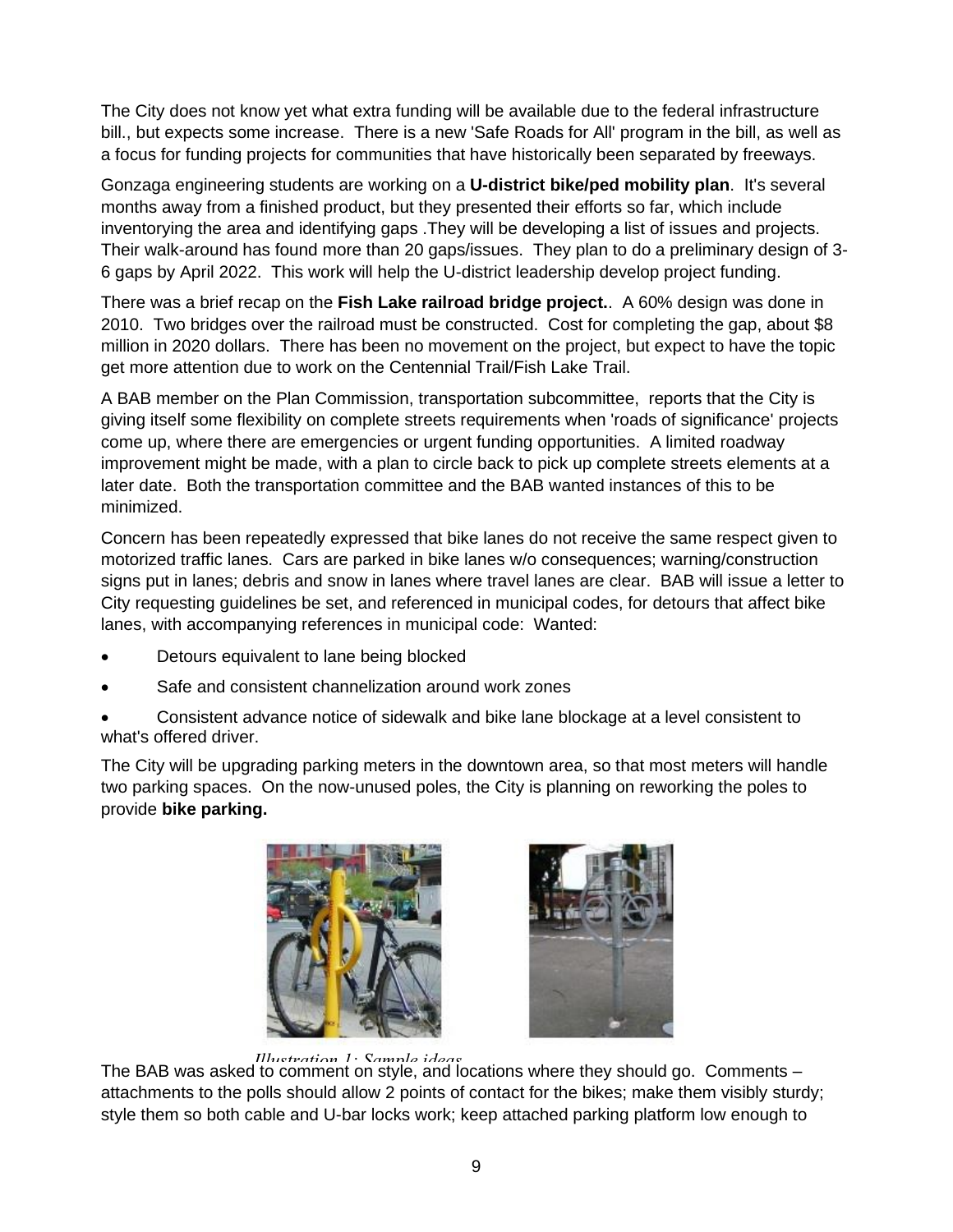The City does not know yet what extra funding will be available due to the federal infrastructure bill., but expects some increase. There is a new 'Safe Roads for All' program in the bill, as well as a focus for funding projects for communities that have historically been separated by freeways.

Gonzaga engineering students are working on a **U-district bike/ped mobility plan**. It's several months away from a finished product, but they presented their efforts so far, which include inventorying the area and identifying gaps .They will be developing a list of issues and projects. Their walk-around has found more than 20 gaps/issues. They plan to do a preliminary design of 3-6 gaps by April 2022. This work will help the U-district leadership develop project funding.

There was a brief recap on the **Fish Lake railroad bridge project.**. A 60% design was done in 2010. Two bridges over the railroad must be constructed. Cost for completing the gap, about $8 million in 2020 dollars. There has been no movement on the project, but expect to have the topic get more attention due to work on the Centennial Trail/Fish Lake Trail.

A BAB member on the Plan Commission, transportation subcommittee, reports that the City is giving itself some flexibility on complete streets requirements when 'roads of significance' projects come up, where there are emergencies or urgent funding opportunities. A limited roadway improvement might be made, with a plan to circle back to pick up complete streets elements at a later date. Both the transportation committee and the BAB wanted instances of this to be minimized.

Concern has been repeatedly expressed that bike lanes do not receive the same respect given to motorized traffic lanes. Cars are parked in bike lanes w/o consequences; warning/construction signs put in lanes; debris and snow in lanes where travel lanes are clear. BAB will issue a letter to City requesting guidelines be set, and referenced in municipal codes, for detours that affect bike lanes, with accompanying references in municipal code: Wanted:

- Detours equivalent to lane being blocked
- Safe and consistent channelization around work zones
- Consistent advance notice of sidewalk and bike lane blockage at a level consistent to what's offered driver.

The City will be upgrading parking meters in the downtown area, so that most meters will handle two parking spaces. On the now-unused poles, the City is planning on reworking the poles to provide **bike parking.**

*Illustration 1: Sample ideas*

The BAB was asked to comment on style, and locations where they should go. Comments – attachments to the polls should allow 2 points of contact for the bikes; make them visibly sturdy; style them so both cable and U-bar locks work; keep attached parking platform low enough to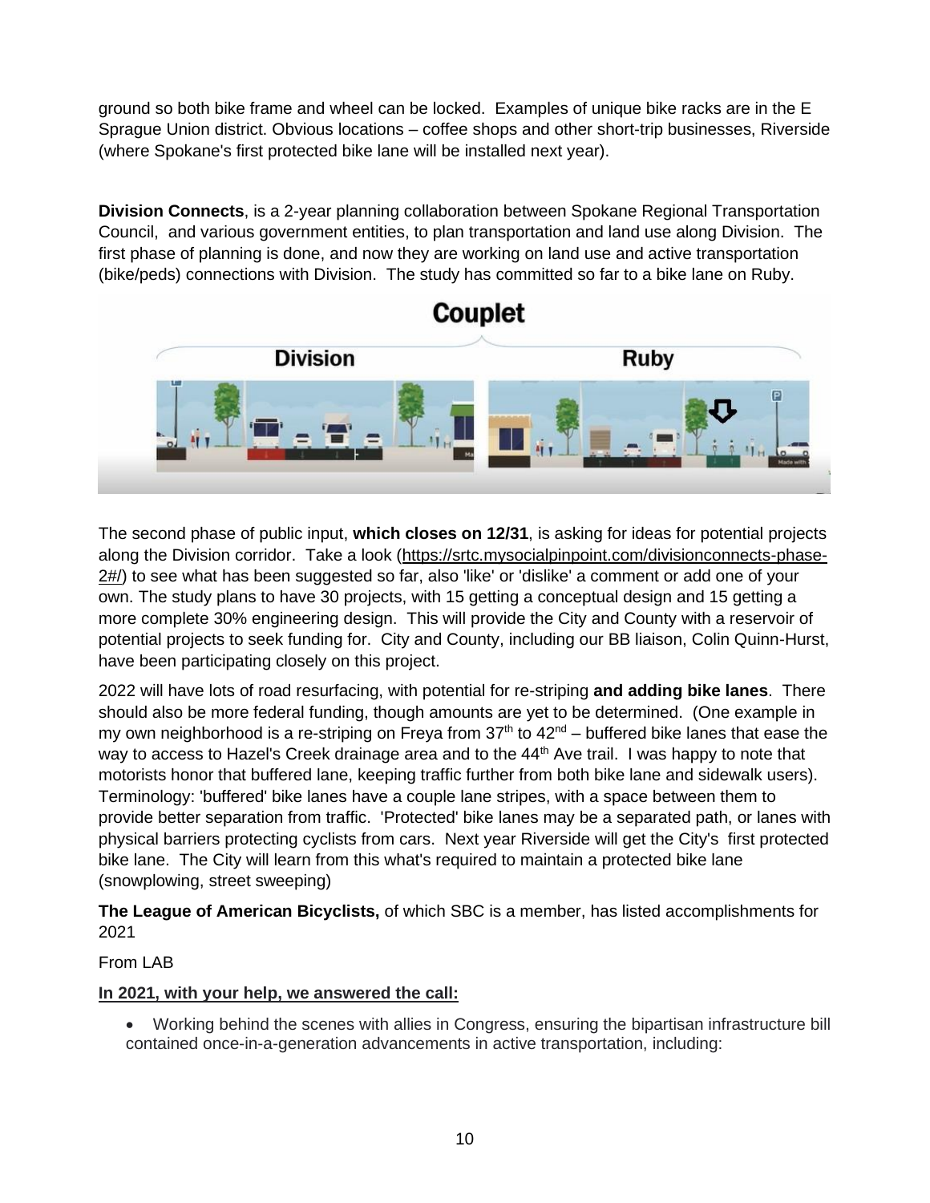ground so both bike frame and wheel can be locked. Examples of unique bike racks are in the E Sprague Union district. Obvious locations – coffee shops and other short-trip businesses, Riverside (where Spokane's first protected bike lane will be installed next year).

**Division Connects**, is a 2-year planning collaboration between Spokane Regional Transportation Council, and various government entities, to plan transportation and land use along Division. The first phase of planning is done, and now they are working on land use and active transportation (bike/peds) connections with Division. The study has committed so far to a bike lane on Ruby.

The second phase of public input, **which closes on 12/31**, is asking for ideas for potential projects along the Division corridor. Take a look (https://srtc.mysocialpinpoint.com/divisionconnects-phase-2#/) to see what has been suggested so far, also 'like' or 'dislike' a comment or add one of your own. The study plans to have 30 projects, with 15 getting a conceptual design and 15 getting a more complete 30% engineering design. This will provide the City and County with a reservoir of potential projects to seek funding for. City and County, including our BB liaison, Colin Quinn-Hurst, have been participating closely on this project.

2022 will have lots of road resurfacing, with potential for re-striping **and adding bike lanes**. There should also be more federal funding, though amounts are yet to be determined. (One example in my own neighborhood is a re-striping on Freya from 37th to 42nd – buffered bike lanes that ease the way to access to Hazel's Creek drainage area and to the 44th Ave trail. I was happy to note that motorists honor that buffered lane, keeping traffic further from both bike lane and sidewalk users). Terminology: 'buffered' bike lanes have a couple lane stripes, with a space between them to provide better separation from traffic. 'Protected' bike lanes may be a separated path, or lanes with physical barriers protecting cyclists from cars. Next year Riverside will get the City's first protected bike lane. The City will learn from this what's required to maintain a protected bike lane (snowplowing, street sweeping)

**The League of American Bicyclists,** of which SBC is a member, has listed accomplishments for 2021

From LAB

**In 2021, with your help, we answered the call:**

- Working behind the scenes with allies in Congress, ensuring the bipartisan infrastructure bill contained once-in-a-generation advancements in active transportation, including: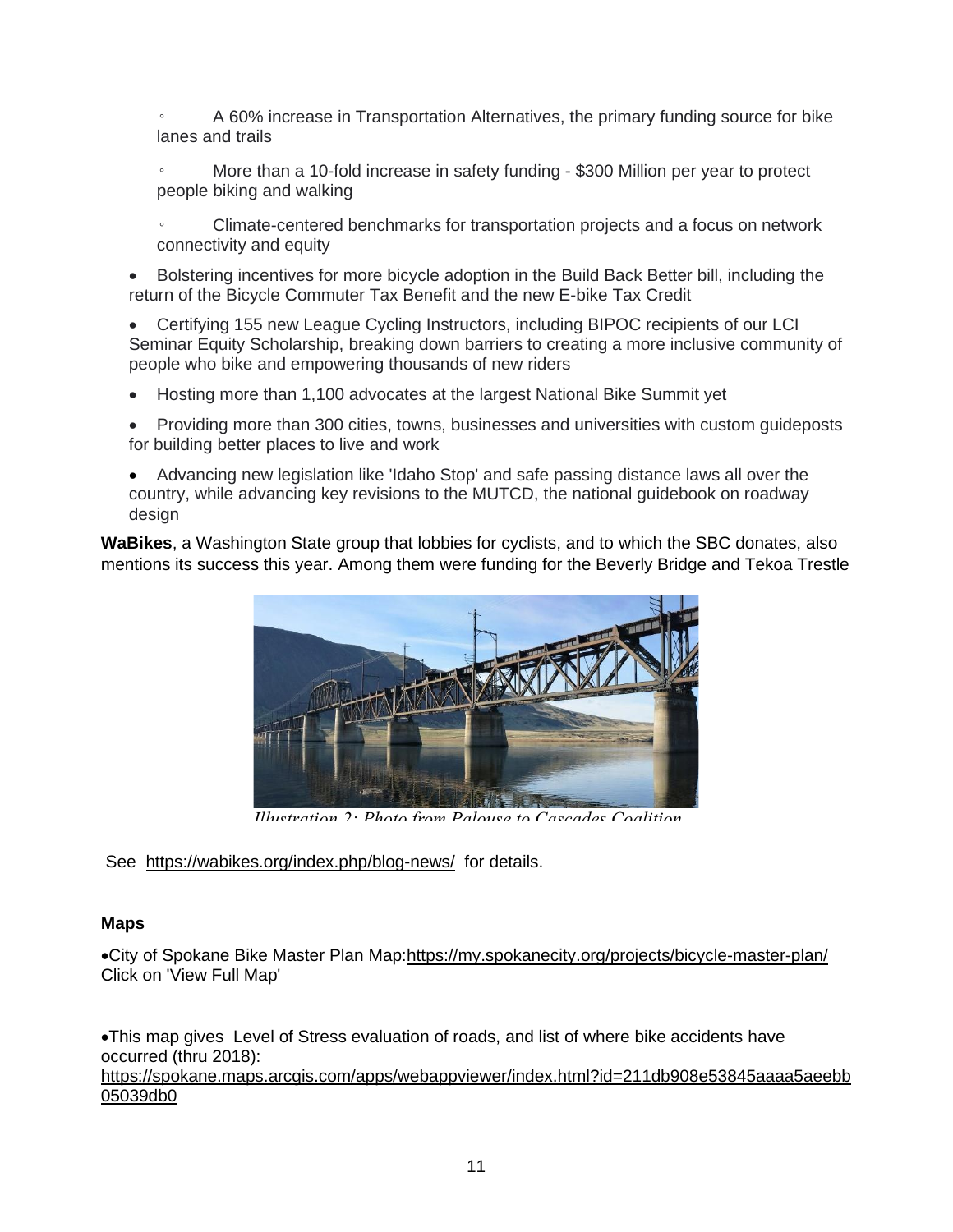- A 60% increase in Transportation Alternatives, the primary funding source for bike lanes and trails
- More than a 10-fold increase in safety funding - $300 Million per year to protect people biking and walking
- Climate-centered benchmarks for transportation projects and a focus on network connectivity and equity

- Bolstering incentives for more bicycle adoption in the Build Back Better bill, including the return of the Bicycle Commuter Tax Benefit and the new E-bike Tax Credit
- Certifying 155 new League Cycling Instructors, including BIPOC recipients of our LCI Seminar Equity Scholarship, breaking down barriers to creating a more inclusive community of people who bike and empowering thousands of new riders
- Hosting more than 1,100 advocates at the largest National Bike Summit yet
- Providing more than 300 cities, towns, businesses and universities with custom guideposts for building better places to live and work
- Advancing new legislation like 'Idaho Stop' and safe passing distance laws all over the country, while advancing key revisions to the MUTCD, the national guidebook on roadway design

**WaBikes**, a Washington State group that lobbies for cyclists, and to which the SBC donates, also mentions its success this year. Among them were funding for the Beverly Bridge and Tekoa Trestle

*Illustration 2: Photo from Palouse to Cascades Coalition*

See https://wabikes.org/index.php/blog-news/ for details.

**Maps**

- City of Spokane Bike Master Plan Map: https://my.spokanecity.org/projects/bicycle-master-plan/ Click on 'View Full Map'

- This map gives Level of Stress evaluation of roads, and list of where bike accidents have occurred (thru 2018): https://spokane.maps.arcgis.com/apps/webappviewer/index.html?id=211db908e53845aaaa5aeebb05039db0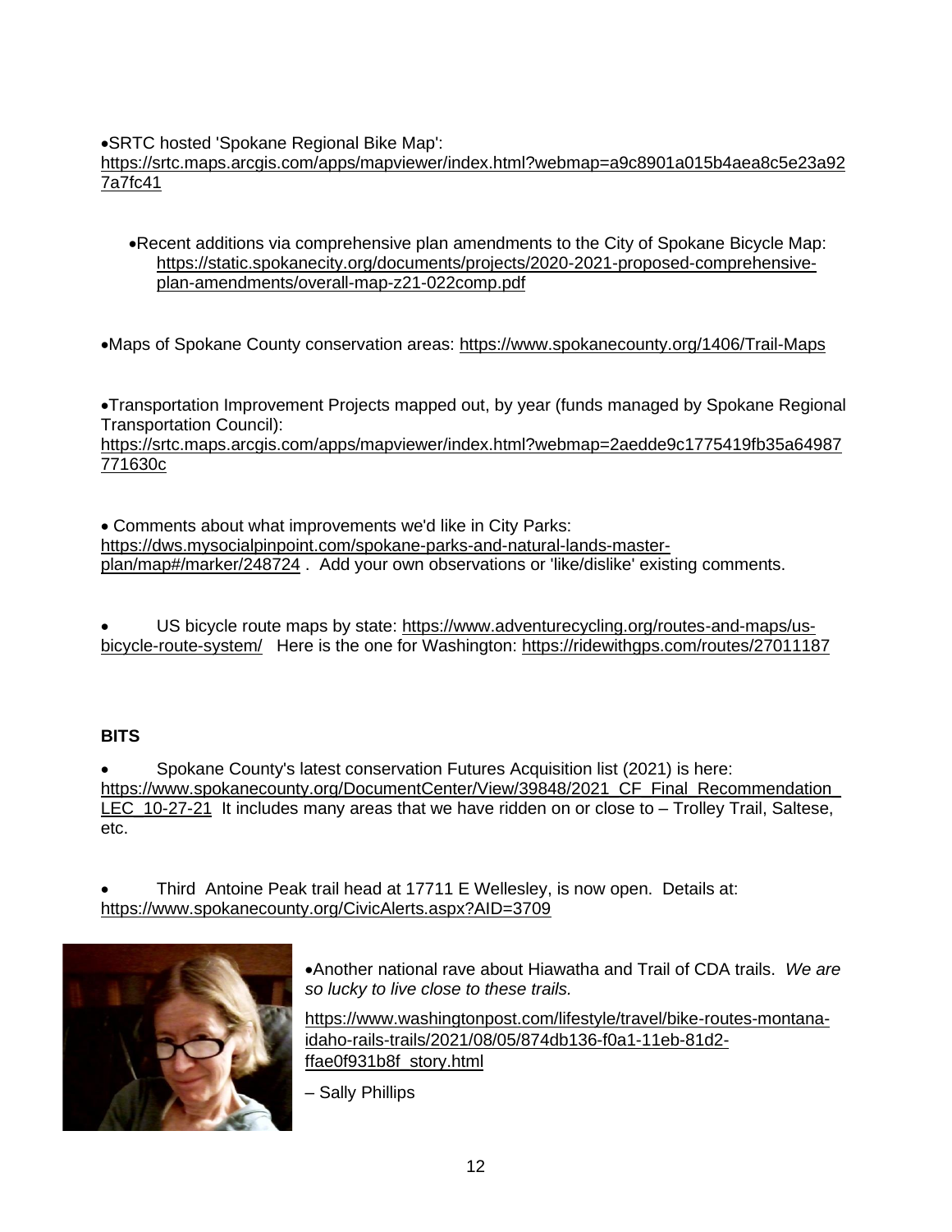- SRTC hosted 'Spokane Regional Bike Map': https://srtc.maps.arcgis.com/apps/mapviewer/index.html?webmap=a9c8901a015b4aea8c5e23a927a7fc41

  - Recent additions via comprehensive plan amendments to the City of Spokane Bicycle Map: https://static.spokanecity.org/documents/projects/2020-2021-proposed-comprehensive-plan-amendments/overall-map-z21-022comp.pdf

- Maps of Spokane County conservation areas: https://www.spokanecounty.org/1406/Trail-Maps

- Transportation Improvement Projects mapped out, by year (funds managed by Spokane Regional Transportation Council): https://srtc.maps.arcgis.com/apps/mapviewer/index.html?webmap=2aedde9c1775419fb35a64987771630c

- Comments about what improvements we'd like in City Parks: https://dws.mysocialpinpoint.com/spokane-parks-and-natural-lands-master-plan/map#/marker/248724 . Add your own observations or 'like/dislike' existing comments.

- US bicycle route maps by state: https://www.adventurecycling.org/routes-and-maps/us-bicycle-route-system/ Here is the one for Washington: https://ridewithgps.com/routes/27011187

**BITS**

- Spokane County's latest conservation Futures Acquisition list (2021) is here: https://www.spokanecounty.org/DocumentCenter/View/39848/2021_CF_Final_Recommendation_LEC_10-27-21 It includes many areas that we have ridden on or close to – Trolley Trail, Saltese, etc.

- Third Antoine Peak trail head at 17711 E Wellesley, is now open. Details at: https://www.spokanecounty.org/CivicAlerts.aspx?AID=3709

- Another national rave about Hiawatha and Trail of CDA trails. *We are so lucky to live close to these trails.*

https://www.washingtonpost.com/lifestyle/travel/bike-routes-montana-idaho-rails-trails/2021/08/05/874db136-f0a1-11eb-81d2-ffae0f931b8f_story.html

– Sally Phillips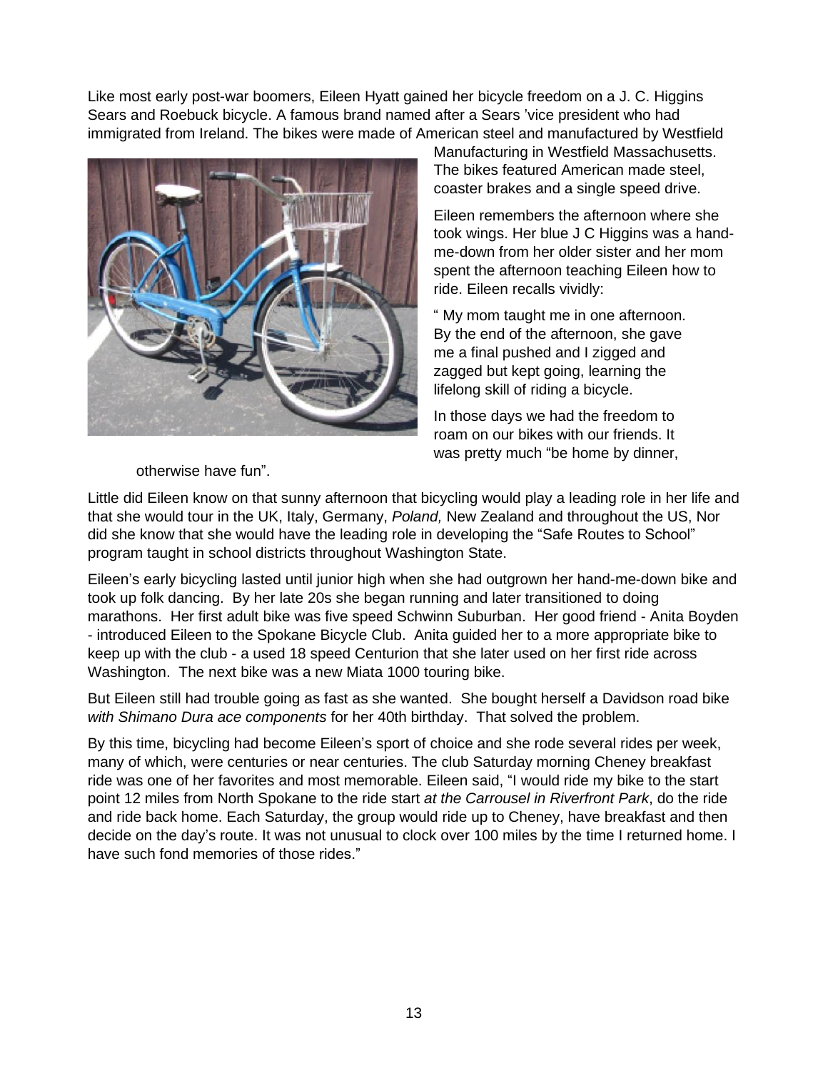Like most early post-war boomers, Eileen Hyatt gained her bicycle freedom on a J. C. Higgins Sears and Roebuck bicycle. A famous brand named after a Sears 'vice president who had immigrated from Ireland. The bikes were made of American steel and manufactured by Westfield Manufacturing in Westfield Massachusetts. The bikes featured American made steel, coaster brakes and a single speed drive.

Eileen remembers the afternoon where she took wings. Her blue J C Higgins was a hand-me-down from her older sister and her mom spent the afternoon teaching Eileen how to ride. Eileen recalls vividly:

" My mom taught me in one afternoon. By the end of the afternoon, she gave me a final pushed and I zigged and zagged but kept going, learning the lifelong skill of riding a bicycle.

In those days we had the freedom to roam on our bikes with our friends. It was pretty much "be home by dinner, otherwise have fun".

Little did Eileen know on that sunny afternoon that bicycling would play a leading role in her life and that she would tour in the UK, Italy, Germany, *Poland,* New Zealand and throughout the US, Nor did she know that she would have the leading role in developing the "Safe Routes to School" program taught in school districts throughout Washington State.

Eileen's early bicycling lasted until junior high when she had outgrown her hand-me-down bike and took up folk dancing. By her late 20s she began running and later transitioned to doing marathons. Her first adult bike was five speed Schwinn Suburban. Her good friend - Anita Boyden - introduced Eileen to the Spokane Bicycle Club. Anita guided her to a more appropriate bike to keep up with the club - a used 18 speed Centurion that she later used on her first ride across Washington. The next bike was a new Miata 1000 touring bike.

But Eileen still had trouble going as fast as she wanted. She bought herself a Davidson road bike *with Shimano Dura ace components* for her 40th birthday. That solved the problem.

By this time, bicycling had become Eileen's sport of choice and she rode several rides per week, many of which, were centuries or near centuries. The club Saturday morning Cheney breakfast ride was one of her favorites and most memorable. Eileen said, "I would ride my bike to the start point 12 miles from North Spokane to the ride start *at the Carrousel in Riverfront Park*, do the ride and ride back home. Each Saturday, the group would ride up to Cheney, have breakfast and then decide on the day's route. It was not unusual to clock over 100 miles by the time I returned home. I have such fond memories of those rides."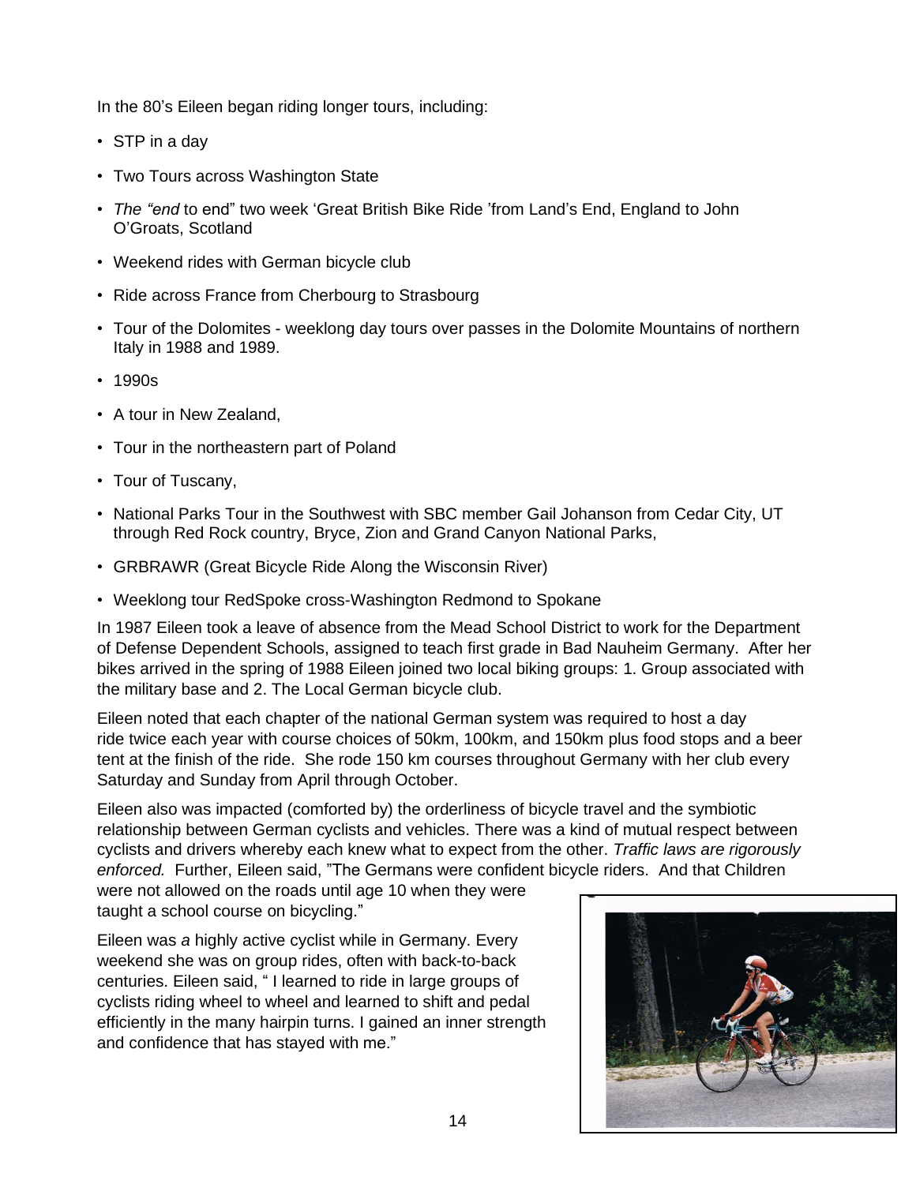In the 80's Eileen began riding longer tours, including:

- STP in a day
- Two Tours across Washington State
- *The "end* to end" two week 'Great British Bike Ride 'from Land's End, England to John O'Groats, Scotland
- Weekend rides with German bicycle club
- Ride across France from Cherbourg to Strasbourg
- Tour of the Dolomites - weeklong day tours over passes in the Dolomite Mountains of northern Italy in 1988 and 1989.
- 1990s
- A tour in New Zealand,
- Tour in the northeastern part of Poland
- Tour of Tuscany,
- National Parks Tour in the Southwest with SBC member Gail Johanson from Cedar City, UT through Red Rock country, Bryce, Zion and Grand Canyon National Parks,
- GRBRAWR (Great Bicycle Ride Along the Wisconsin River)
- Weeklong tour RedSpoke cross-Washington Redmond to Spokane

In 1987 Eileen took a leave of absence from the Mead School District to work for the Department of Defense Dependent Schools, assigned to teach first grade in Bad Nauheim Germany. After her bikes arrived in the spring of 1988 Eileen joined two local biking groups: 1. Group associated with the military base and 2. The Local German bicycle club.

Eileen noted that each chapter of the national German system was required to host a day ride twice each year with course choices of 50km, 100km, and 150km plus food stops and a beer tent at the finish of the ride. She rode 150 km courses throughout Germany with her club every Saturday and Sunday from April through October.

Eileen also was impacted (comforted by) the orderliness of bicycle travel and the symbiotic relationship between German cyclists and vehicles. There was a kind of mutual respect between cyclists and drivers whereby each knew what to expect from the other. *Traffic laws are rigorously enforced.* Further, Eileen said, "The Germans were confident bicycle riders. And that Children were not allowed on the roads until age 10 when they were taught a school course on bicycling."

Eileen was *a* highly active cyclist while in Germany. Every weekend she was on group rides, often with back-to-back centuries. Eileen said, " I learned to ride in large groups of cyclists riding wheel to wheel and learned to shift and pedal efficiently in the many hairpin turns. I gained an inner strength and confidence that has stayed with me."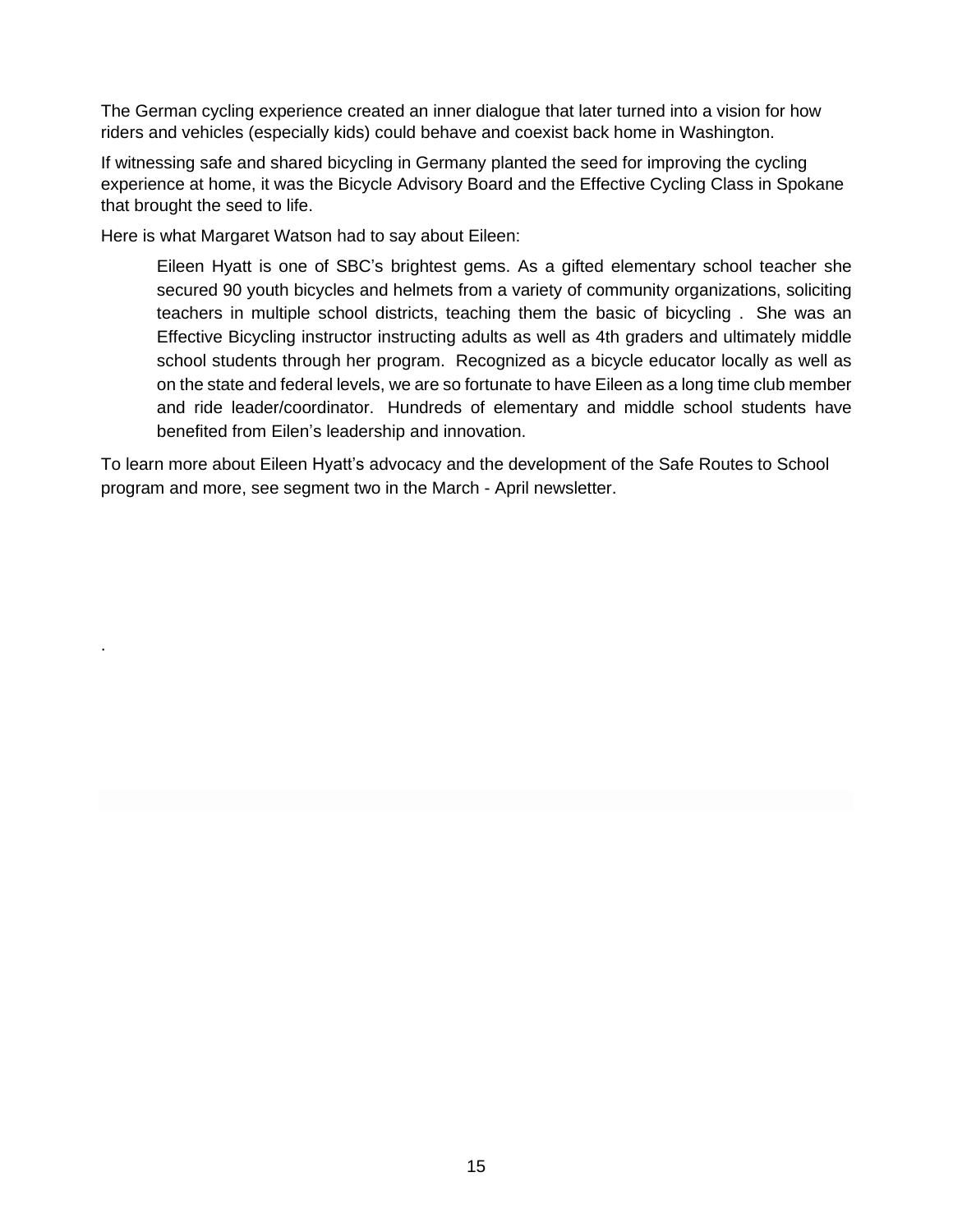The German cycling experience created an inner dialogue that later turned into a vision for how riders and vehicles (especially kids) could behave and coexist back home in Washington.

If witnessing safe and shared bicycling in Germany planted the seed for improving the cycling experience at home, it was the Bicycle Advisory Board and the Effective Cycling Class in Spokane that brought the seed to life.

Here is what Margaret Watson had to say about Eileen:

> Eileen Hyatt is one of SBC's brightest gems. As a gifted elementary school teacher she secured 90 youth bicycles and helmets from a variety of community organizations, soliciting teachers in multiple school districts, teaching them the basic of bicycling . She was an Effective Bicycling instructor instructing adults as well as 4th graders and ultimately middle school students through her program. Recognized as a bicycle educator locally as well as on the state and federal levels, we are so fortunate to have Eileen as a long time club member and ride leader/coordinator. Hundreds of elementary and middle school students have benefited from Eilen's leadership and innovation.

To learn more about Eileen Hyatt's advocacy and the development of the Safe Routes to School program and more, see segment two in the March - April newsletter.

.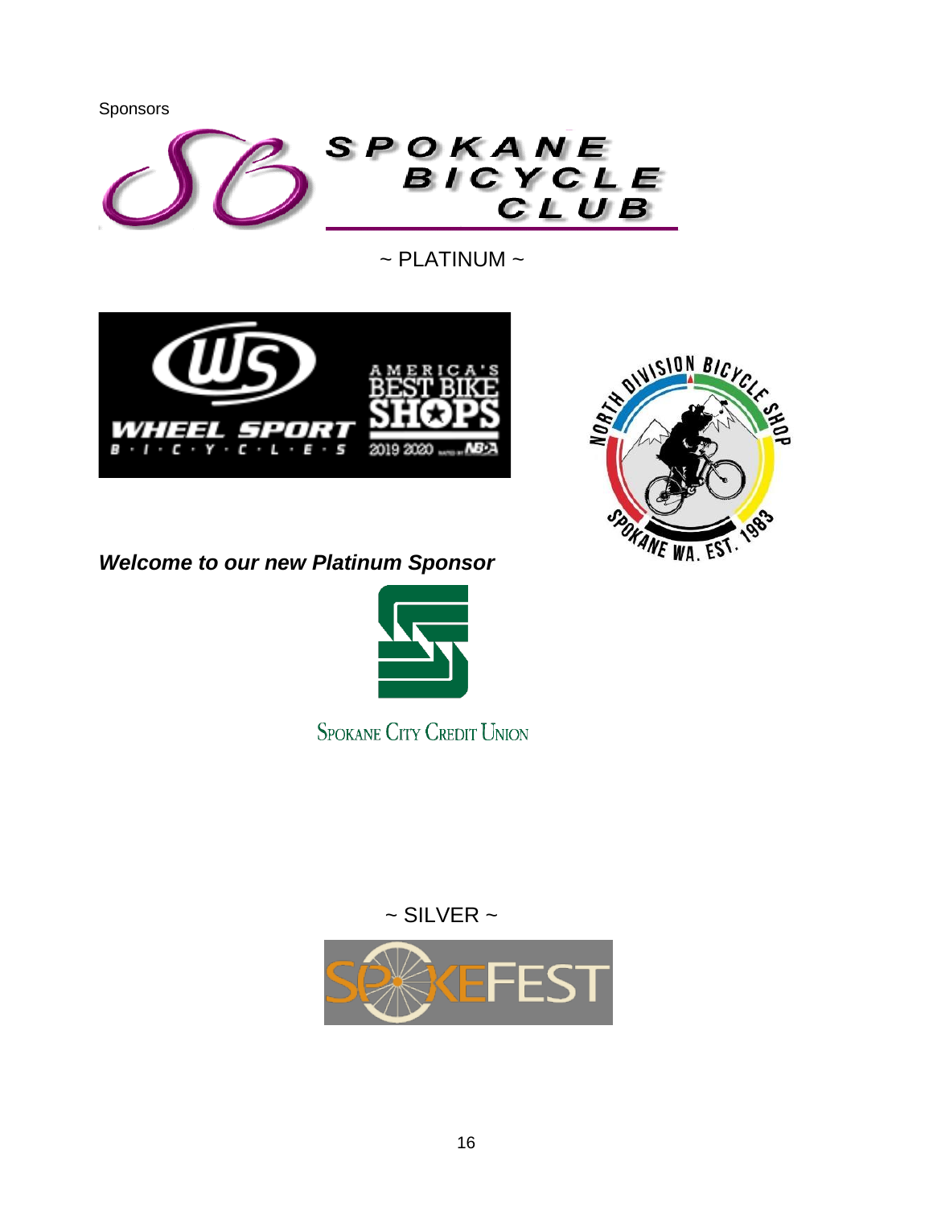Sponsors

~ PLATINUM ~

***Welcome to our new Platinum Sponsor***

~ SILVER ~